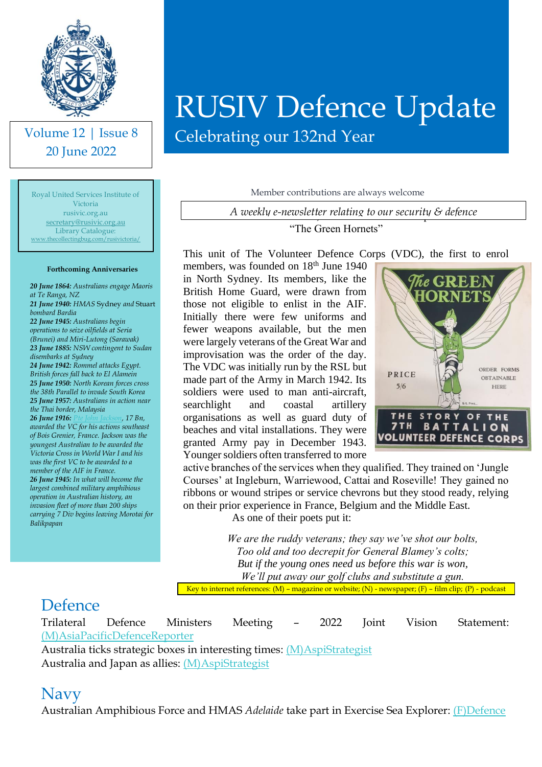# RUSIV Defence Update

Celebrating our 132nd Year

Volume 12 | Issue 8
20 June 2022

Royal United Services Institute of Victoria
rusivic.org.au
secretary@rusivic.org.au
Library Catalogue:
www.thecollectingbug.com/rusivictoria/

**Forthcoming Anniversaries**

***20 June 1864:*** *Australians engage Maoris at Te Ranga, NZ*
***21 June 1940:*** *HMAS* Sydney *and* Stuart *bombard Bardia*
***22 June 1945:*** *Australians begin operations to seize oilfields at Seria (Brunei) and Miri-Lutong (Sarawak)*
***23 June 1885:*** *NSW contingent to Sudan disembarks at Sydney*
***24 June 1942:*** *Rommel attacks Egypt. British forces fall back to El Alamein*
***25 June 1950:*** *North Korean forces cross the 38th Parallel to invade South Korea*
***25 June 1957:*** *Australians in action near the Thai border, Malaysia*
***26 June 1916:*** *Pte John Jackson, 17 Bn, awarded the VC for his actions southeast of Bois Grenier, France. Jackson was the youngest Australian to be awarded the Victoria Cross in World War I and his was the first VC to be awarded to a member of the AIF in France.*
***26 June 1945:*** *In what will become the largest combined military amphibious operation in Australian history, an invasion fleet of more than 200 ships carrying 7 Div begins leaving Morotai for Balikpapan*

Member contributions are always welcome

*A weekly e-newsletter relating to our security & defence*

"The Green Hornets"

This unit of The Volunteer Defence Corps (VDC), the first to enrol members, was founded on 18th June 1940 in North Sydney. Its members, like the British Home Guard, were drawn from those not eligible to enlist in the AIF. Initially there were few uniforms and fewer weapons available, but the men were largely veterans of the Great War and improvisation was the order of the day. The VDC was initially run by the RSL but made part of the Army in March 1942. Its soldiers were used to man anti-aircraft, searchlight and coastal artillery organisations as well as guard duty of beaches and vital installations. They were granted Army pay in December 1943. Younger soldiers often transferred to more active branches of the services when they qualified. They trained on 'Jungle Courses' at Ingleburn, Warriewood, Cattai and Roseville! They gained no ribbons or wound stripes or service chevrons but they stood ready, relying on their prior experience in France, Belgium and the Middle East.

As one of their poets put it:

*We are the ruddy veterans; they say we've shot our bolts,*
*Too old and too decrepit for General Blamey's colts;*
*But if the young ones need us before this war is won,*
*We'll put away our golf clubs and substitute a gun.*

Key to internet references: (M) – magazine or website; (N) - newspaper; (F) – film clip; (P) - podcast

## Defence

Trilateral Defence Ministers Meeting – 2022 Joint Vision Statement: (M)AsiaPacificDefenceReporter
Australia ticks strategic boxes in interesting times: (M)AspiStrategist
Australia and Japan as allies: (M)AspiStrategist

## Navy

Australian Amphibious Force and HMAS *Adelaide* take part in Exercise Sea Explorer: (F)Defence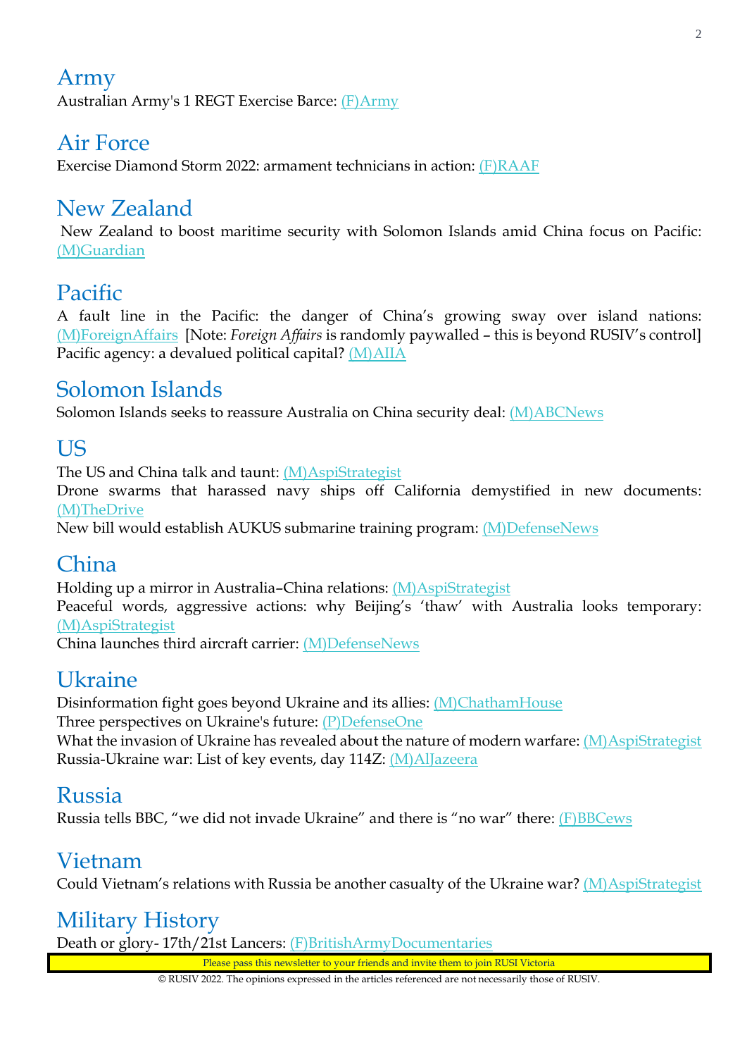## Army

Australian Army's 1 REGT Exercise Barce: (F)Army

## Air Force

Exercise Diamond Storm 2022: armament technicians in action: (F)RAAF

## New Zealand

New Zealand to boost maritime security with Solomon Islands amid China focus on Pacific: (M)Guardian

## Pacific

A fault line in the Pacific: the danger of China's growing sway over island nations: (M)ForeignAffairs [Note: *Foreign Affairs* is randomly paywalled – this is beyond RUSIV's control]
Pacific agency: a devalued political capital? (M)AIIA

## Solomon Islands

Solomon Islands seeks to reassure Australia on China security deal: (M)ABCNews

## US

The US and China talk and taunt: (M)AspiStrategist
Drone swarms that harassed navy ships off California demystified in new documents: (M)TheDrive
New bill would establish AUKUS submarine training program: (M)DefenseNews

## China

Holding up a mirror in Australia–China relations: (M)AspiStrategist
Peaceful words, aggressive actions: why Beijing's 'thaw' with Australia looks temporary: (M)AspiStrategist
China launches third aircraft carrier: (M)DefenseNews

## Ukraine

Disinformation fight goes beyond Ukraine and its allies: (M)ChathamHouse
Three perspectives on Ukraine's future: (P)DefenseOne
What the invasion of Ukraine has revealed about the nature of modern warfare: (M)AspiStrategist
Russia-Ukraine war: List of key events, day 114Z: (M)AlJazeera

## Russia

Russia tells BBC, "we did not invade Ukraine" and there is "no war" there: (F)BBCews

## Vietnam

Could Vietnam's relations with Russia be another casualty of the Ukraine war? (M)AspiStrategist

## Military History

Death or glory- 17th/21st Lancers: (F)BritishArmyDocumentaries

Please pass this newsletter to your friends and invite them to join RUSI Victoria

© RUSIV 2022. The opinions expressed in the articles referenced are not necessarily those of RUSIV.